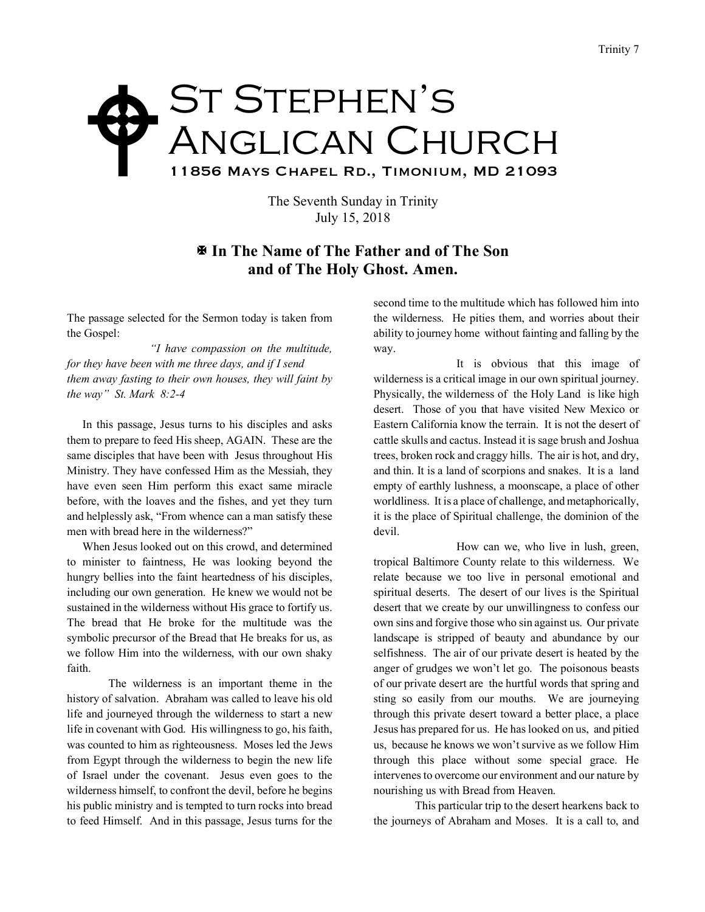# St Stephen's Anglican Church

**11856 Mays Chapel Rd., Timonium, MD 21093**

The Seventh Sunday in Trinity
July 15, 2018

## ✠ In The Name of The Father and of The Son and of The Holy Ghost. Amen.

The passage selected for the Sermon today is taken from the Gospel:

*"I have compassion on the multitude, for they have been with me three days, and if I send them away fasting to their own houses, they will faint by the way" St. Mark 8:2-4*

In this passage, Jesus turns to his disciples and asks them to prepare to feed His sheep, AGAIN. These are the same disciples that have been with Jesus throughout His Ministry. They have confessed Him as the Messiah, they have even seen Him perform this exact same miracle before, with the loaves and the fishes, and yet they turn and helplessly ask, "From whence can a man satisfy these men with bread here in the wilderness?"

When Jesus looked out on this crowd, and determined to minister to faintness, He was looking beyond the hungry bellies into the faint heartedness of his disciples, including our own generation. He knew we would not be sustained in the wilderness without His grace to fortify us. The bread that He broke for the multitude was the symbolic precursor of the Bread that He breaks for us, as we follow Him into the wilderness, with our own shaky faith.

The wilderness is an important theme in the history of salvation. Abraham was called to leave his old life and journeyed through the wilderness to start a new life in covenant with God. His willingness to go, his faith, was counted to him as righteousness. Moses led the Jews from Egypt through the wilderness to begin the new life of Israel under the covenant. Jesus even goes to the wilderness himself, to confront the devil, before he begins his public ministry and is tempted to turn rocks into bread to feed Himself. And in this passage, Jesus turns for the second time to the multitude which has followed him into the wilderness. He pities them, and worries about their ability to journey home without fainting and falling by the way.

It is obvious that this image of wilderness is a critical image in our own spiritual journey. Physically, the wilderness of the Holy Land is like high desert. Those of you that have visited New Mexico or Eastern California know the terrain. It is not the desert of cattle skulls and cactus. Instead it is sage brush and Joshua trees, broken rock and craggy hills. The air is hot, and dry, and thin. It is a land of scorpions and snakes. It is a land empty of earthly lushness, a moonscape, a place of other worldliness. It is a place of challenge, and metaphorically, it is the place of Spiritual challenge, the dominion of the devil.

How can we, who live in lush, green, tropical Baltimore County relate to this wilderness. We relate because we too live in personal emotional and spiritual deserts. The desert of our lives is the Spiritual desert that we create by our unwillingness to confess our own sins and forgive those who sin against us. Our private landscape is stripped of beauty and abundance by our selfishness. The air of our private desert is heated by the anger of grudges we won't let go. The poisonous beasts of our private desert are the hurtful words that spring and sting so easily from our mouths. We are journeying through this private desert toward a better place, a place Jesus has prepared for us. He has looked on us, and pitied us, because he knows we won't survive as we follow Him through this place without some special grace. He intervenes to overcome our environment and our nature by nourishing us with Bread from Heaven.

This particular trip to the desert hearkens back to the journeys of Abraham and Moses. It is a call to, and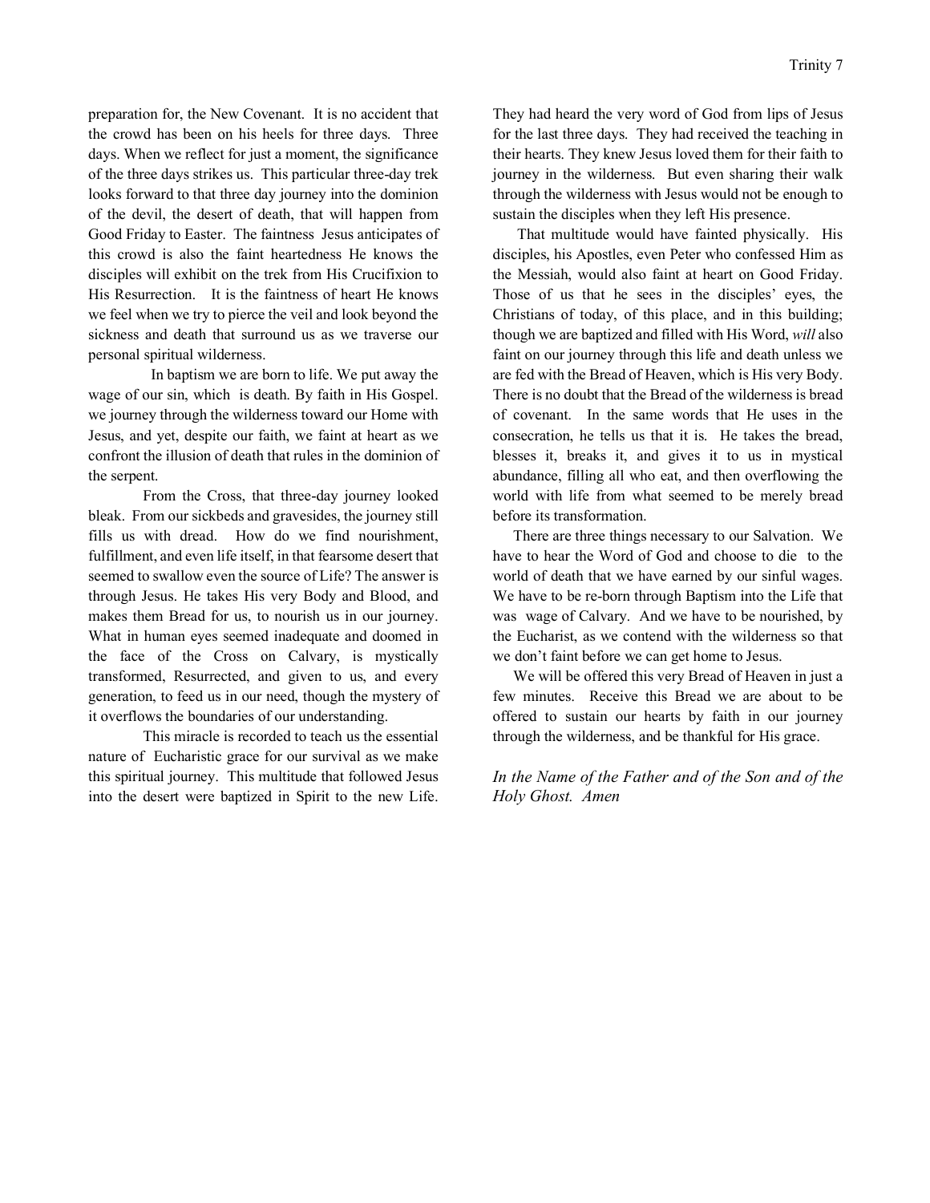preparation for, the New Covenant. It is no accident that the crowd has been on his heels for three days. Three days. When we reflect for just a moment, the significance of the three days strikes us. This particular three-day trek looks forward to that three day journey into the dominion of the devil, the desert of death, that will happen from Good Friday to Easter. The faintness Jesus anticipates of this crowd is also the faint heartedness He knows the disciples will exhibit on the trek from His Crucifixion to His Resurrection. It is the faintness of heart He knows we feel when we try to pierce the veil and look beyond the sickness and death that surround us as we traverse our personal spiritual wilderness.

In baptism we are born to life. We put away the wage of our sin, which is death. By faith in His Gospel. we journey through the wilderness toward our Home with Jesus, and yet, despite our faith, we faint at heart as we confront the illusion of death that rules in the dominion of the serpent.

From the Cross, that three-day journey looked bleak. From our sickbeds and gravesides, the journey still fills us with dread. How do we find nourishment, fulfillment, and even life itself, in that fearsome desert that seemed to swallow even the source of Life? The answer is through Jesus. He takes His very Body and Blood, and makes them Bread for us, to nourish us in our journey. What in human eyes seemed inadequate and doomed in the face of the Cross on Calvary, is mystically transformed, Resurrected, and given to us, and every generation, to feed us in our need, though the mystery of it overflows the boundaries of our understanding.

This miracle is recorded to teach us the essential nature of Eucharistic grace for our survival as we make this spiritual journey. This multitude that followed Jesus into the desert were baptized in Spirit to the new Life. They had heard the very word of God from lips of Jesus for the last three days. They had received the teaching in their hearts. They knew Jesus loved them for their faith to journey in the wilderness. But even sharing their walk through the wilderness with Jesus would not be enough to sustain the disciples when they left His presence.

That multitude would have fainted physically. His disciples, his Apostles, even Peter who confessed Him as the Messiah, would also faint at heart on Good Friday. Those of us that he sees in the disciples' eyes, the Christians of today, of this place, and in this building; though we are baptized and filled with His Word, *will* also faint on our journey through this life and death unless we are fed with the Bread of Heaven, which is His very Body. There is no doubt that the Bread of the wilderness is bread of covenant. In the same words that He uses in the consecration, he tells us that it is. He takes the bread, blesses it, breaks it, and gives it to us in mystical abundance, filling all who eat, and then overflowing the world with life from what seemed to be merely bread before its transformation.

There are three things necessary to our Salvation. We have to hear the Word of God and choose to die to the world of death that we have earned by our sinful wages. We have to be re-born through Baptism into the Life that was wage of Calvary. And we have to be nourished, by the Eucharist, as we contend with the wilderness so that we don't faint before we can get home to Jesus.

We will be offered this very Bread of Heaven in just a few minutes. Receive this Bread we are about to be offered to sustain our hearts by faith in our journey through the wilderness, and be thankful for His grace.

*In the Name of the Father and of the Son and of the Holy Ghost. Amen*